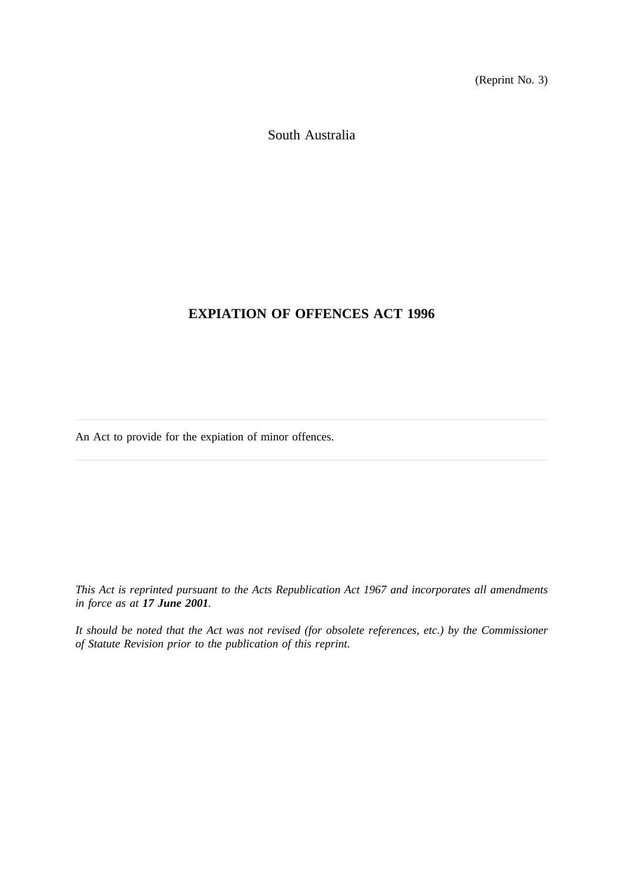(Reprint No. 3)

South Australia

# EXPIATION OF OFFENCES ACT 1996

---

An Act to provide for the expiation of minor offences.

---

*This Act is reprinted pursuant to the Acts Republication Act 1967 and incorporates all amendments in force as at **17 June 2001**.*

*It should be noted that the Act was not revised (for obsolete references, etc.) by the Commissioner of Statute Revision prior to the publication of this reprint.*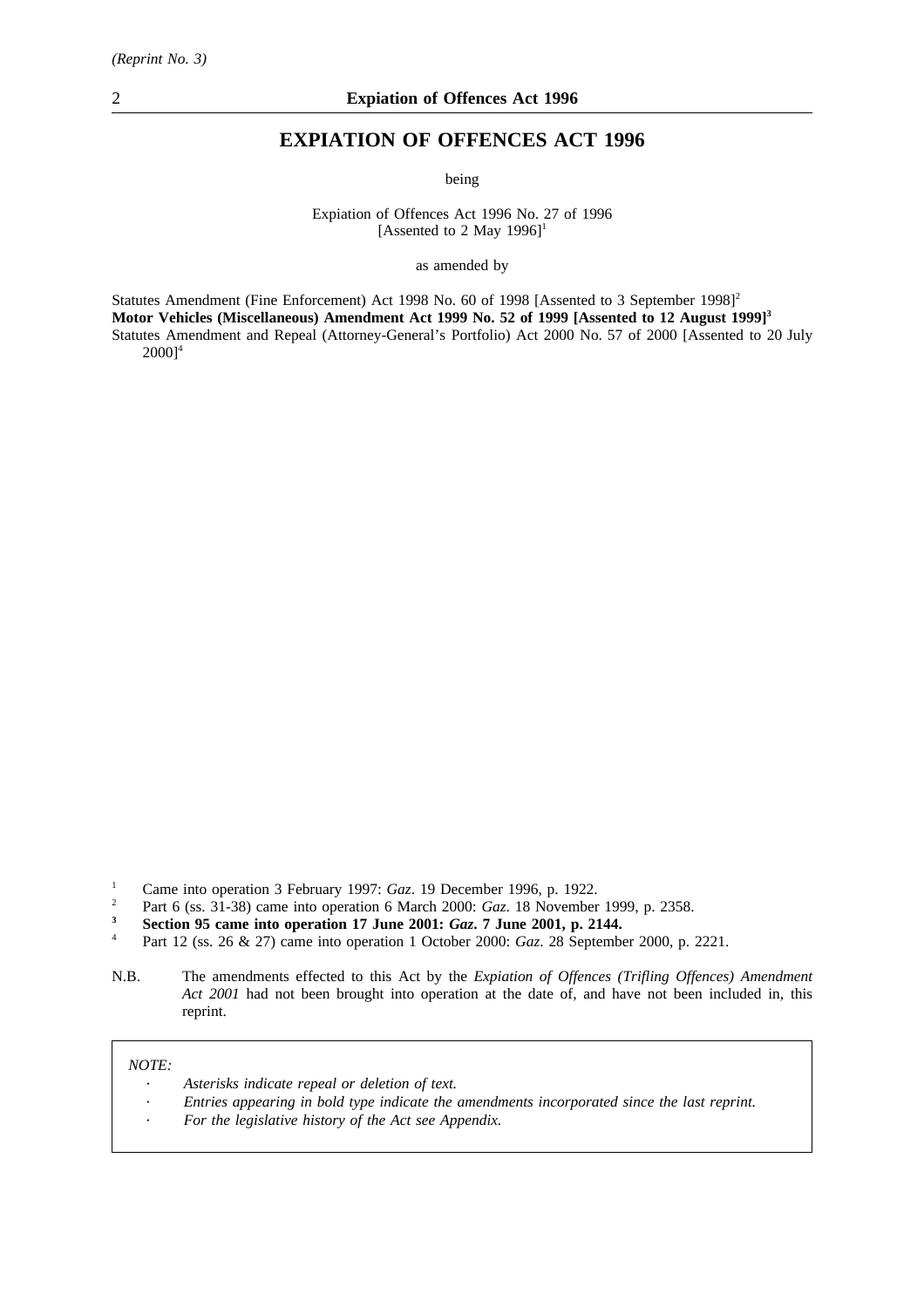*(Reprint No. 3)*

# EXPIATION OF OFFENCES ACT 1996

being

Expiation of Offences Act 1996 No. 27 of 1996
[Assented to 2 May 1996][1]

as amended by

Statutes Amendment (Fine Enforcement) Act 1998 No. 60 of 1998 [Assented to 3 September 1998][2]
**Motor Vehicles (Miscellaneous) Amendment Act 1999 No. 52 of 1999 [Assented to 12 August 1999][3]**
Statutes Amendment and Repeal (Attorney-General's Portfolio) Act 2000 No. 57 of 2000 [Assented to 20 July 2000][4]

[1] Came into operation 3 February 1997: *Gaz*. 19 December 1996, p. 1922.
[2] Part 6 (ss. 31-38) came into operation 6 March 2000: *Gaz*. 18 November 1999, p. 2358.
**[3] Section 95 came into operation 17 June 2001: *Gaz*. 7 June 2001, p. 2144.**
[4] Part 12 (ss. 26 & 27) came into operation 1 October 2000: *Gaz*. 28 September 2000, p. 2221.

N.B. The amendments effected to this Act by the *Expiation of Offences (Trifling Offences) Amendment Act 2001* had not been brought into operation at the date of, and have not been included in, this reprint.

*NOTE:*

- *Asterisks indicate repeal or deletion of text.*
- *Entries appearing in bold type indicate the amendments incorporated since the last reprint.*
- *For the legislative history of the Act see Appendix.*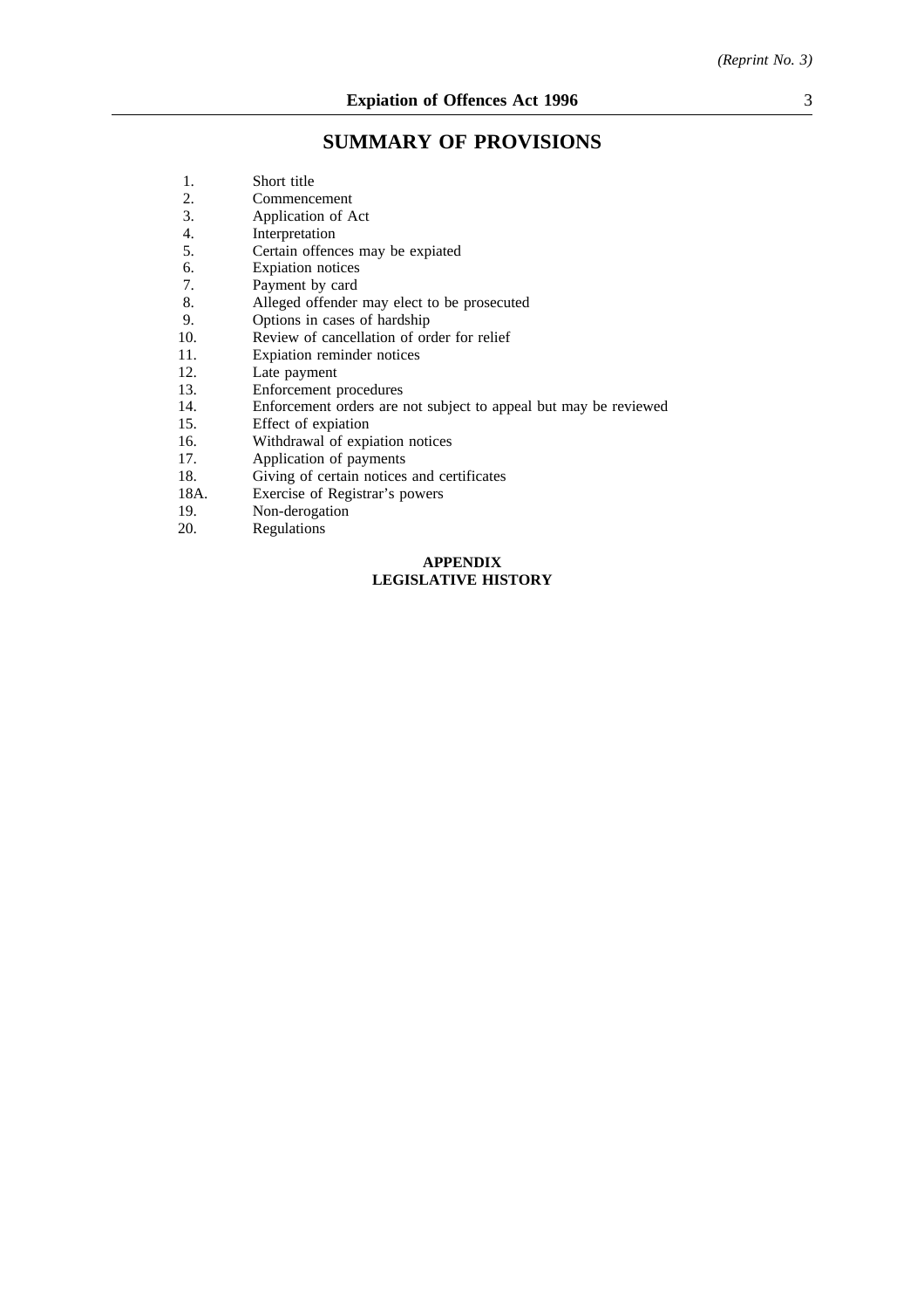# SUMMARY OF PROVISIONS

1. Short title
2. Commencement
3. Application of Act
4. Interpretation
5. Certain offences may be expiated
6. Expiation notices
7. Payment by card
8. Alleged offender may elect to be prosecuted
9. Options in cases of hardship
10. Review of cancellation of order for relief
11. Expiation reminder notices
12. Late payment
13. Enforcement procedures
14. Enforcement orders are not subject to appeal but may be reviewed
15. Effect of expiation
16. Withdrawal of expiation notices
17. Application of payments
18. Giving of certain notices and certificates

18A. Exercise of Registrar's powers

19. Non-derogation
20. Regulations

**APPENDIX**
**LEGISLATIVE HISTORY**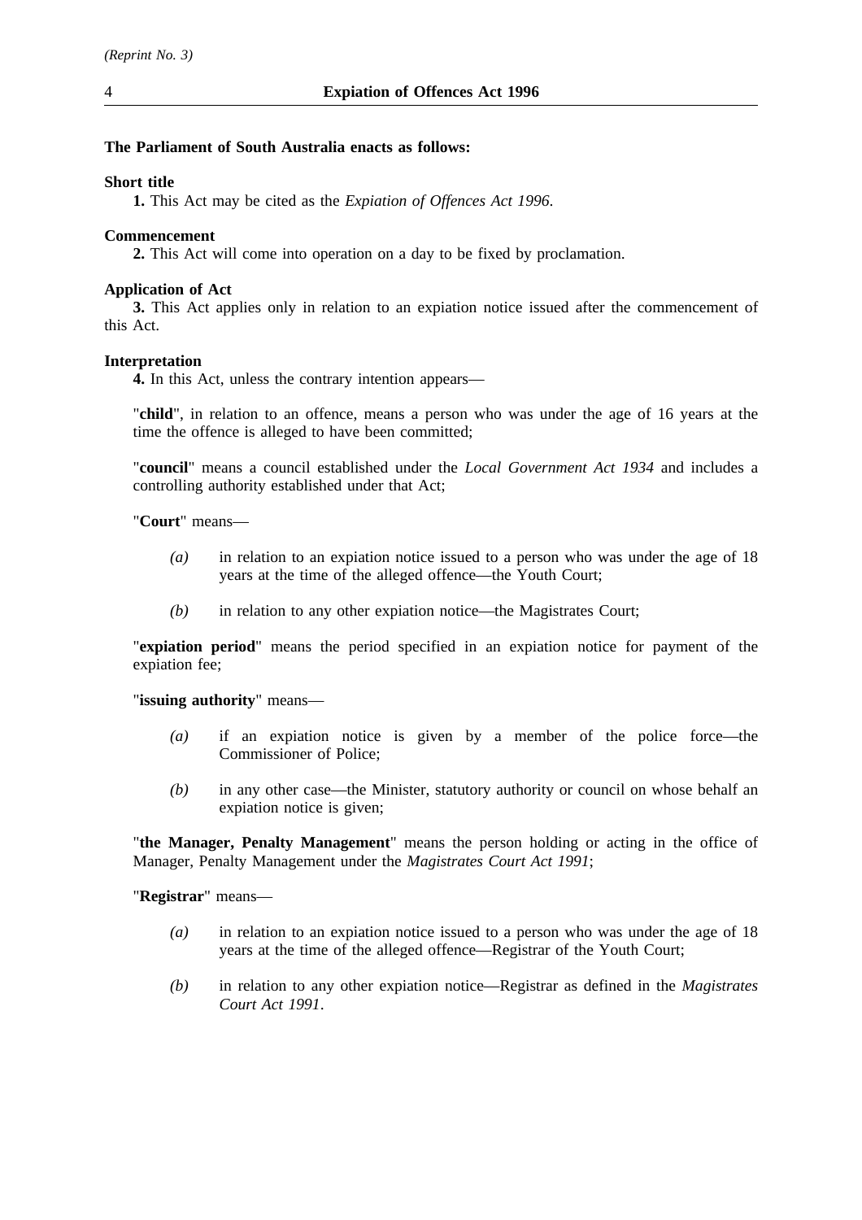**The Parliament of South Australia enacts as follows:**

**Short title**

**1.** This Act may be cited as the *Expiation of Offences Act 1996*.

**Commencement**

**2.** This Act will come into operation on a day to be fixed by proclamation.

**Application of Act**

**3.** This Act applies only in relation to an expiation notice issued after the commencement of this Act.

**Interpretation**

**4.** In this Act, unless the contrary intention appears—

"**child**", in relation to an offence, means a person who was under the age of 16 years at the time the offence is alleged to have been committed;

"**council**" means a council established under the *Local Government Act 1934* and includes a controlling authority established under that Act;

"**Court**" means—

*(a)* in relation to an expiation notice issued to a person who was under the age of 18 years at the time of the alleged offence—the Youth Court;

*(b)* in relation to any other expiation notice—the Magistrates Court;

"**expiation period**" means the period specified in an expiation notice for payment of the expiation fee;

"**issuing authority**" means—

*(a)* if an expiation notice is given by a member of the police force—the Commissioner of Police;

*(b)* in any other case—the Minister, statutory authority or council on whose behalf an expiation notice is given;

"**the Manager, Penalty Management**" means the person holding or acting in the office of Manager, Penalty Management under the *Magistrates Court Act 1991*;

"**Registrar**" means—

*(a)* in relation to an expiation notice issued to a person who was under the age of 18 years at the time of the alleged offence—Registrar of the Youth Court;

*(b)* in relation to any other expiation notice—Registrar as defined in the *Magistrates Court Act 1991*.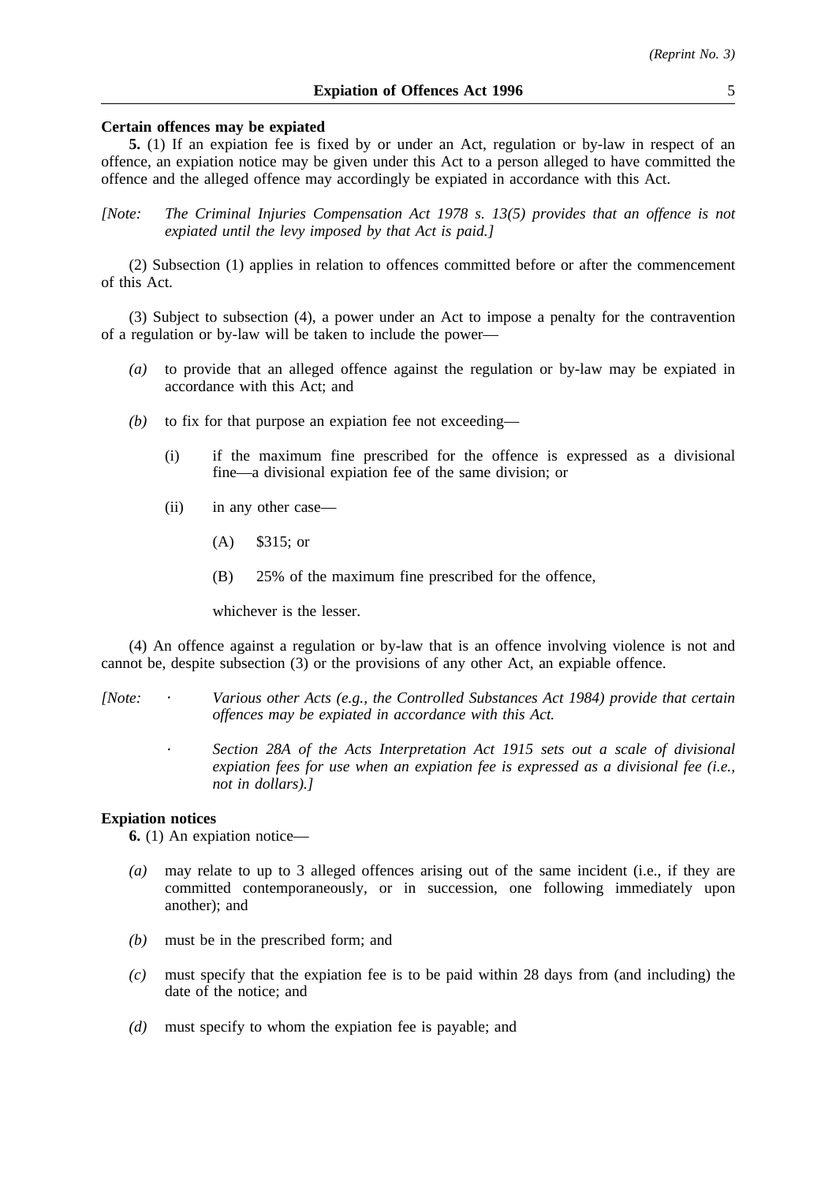**Certain offences may be expiated**

**5.** (1) If an expiation fee is fixed by or under an Act, regulation or by-law in respect of an offence, an expiation notice may be given under this Act to a person alleged to have committed the offence and the alleged offence may accordingly be expiated in accordance with this Act.

*[Note: The Criminal Injuries Compensation Act 1978 s. 13(5) provides that an offence is not expiated until the levy imposed by that Act is paid.]*

(2) Subsection (1) applies in relation to offences committed before or after the commencement of this Act.

(3) Subject to subsection (4), a power under an Act to impose a penalty for the contravention of a regulation or by-law will be taken to include the power—

- *(a)* to provide that an alleged offence against the regulation or by-law may be expiated in accordance with this Act; and
- *(b)* to fix for that purpose an expiation fee not exceeding—
  - (i) if the maximum fine prescribed for the offence is expressed as a divisional fine—a divisional expiation fee of the same division; or
  - (ii) in any other case—
    - (A) $315; or
    - (B) 25% of the maximum fine prescribed for the offence,

    whichever is the lesser.

(4) An offence against a regulation or by-law that is an offence involving violence is not and cannot be, despite subsection (3) or the provisions of any other Act, an expiable offence.

*[Note:*
- *Various other Acts (e.g., the Controlled Substances Act 1984) provide that certain offences may be expiated in accordance with this Act.*
- *Section 28A of the Acts Interpretation Act 1915 sets out a scale of divisional expiation fees for use when an expiation fee is expressed as a divisional fee (i.e., not in dollars).]*

**Expiation notices**

**6.** (1) An expiation notice—

- *(a)* may relate to up to 3 alleged offences arising out of the same incident (i.e., if they are committed contemporaneously, or in succession, one following immediately upon another); and
- *(b)* must be in the prescribed form; and
- *(c)* must specify that the expiation fee is to be paid within 28 days from (and including) the date of the notice; and
- *(d)* must specify to whom the expiation fee is payable; and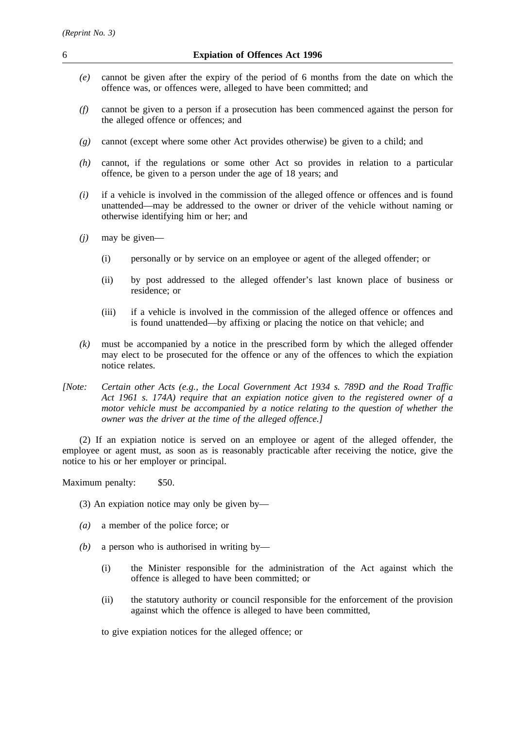*(e)* cannot be given after the expiry of the period of 6 months from the date on which the offence was, or offences were, alleged to have been committed; and

*(f)* cannot be given to a person if a prosecution has been commenced against the person for the alleged offence or offences; and

*(g)* cannot (except where some other Act provides otherwise) be given to a child; and

*(h)* cannot, if the regulations or some other Act so provides in relation to a particular offence, be given to a person under the age of 18 years; and

*(i)* if a vehicle is involved in the commission of the alleged offence or offences and is found unattended—may be addressed to the owner or driver of the vehicle without naming or otherwise identifying him or her; and

*(j)* may be given—

(i) personally or by service on an employee or agent of the alleged offender; or

(ii) by post addressed to the alleged offender's last known place of business or residence; or

(iii) if a vehicle is involved in the commission of the alleged offence or offences and is found unattended—by affixing or placing the notice on that vehicle; and

*(k)* must be accompanied by a notice in the prescribed form by which the alleged offender may elect to be prosecuted for the offence or any of the offences to which the expiation notice relates.

*[Note: Certain other Acts (e.g., the Local Government Act 1934 s. 789D and the Road Traffic Act 1961 s. 174A) require that an expiation notice given to the registered owner of a motor vehicle must be accompanied by a notice relating to the question of whether the owner was the driver at the time of the alleged offence.]*

(2) If an expiation notice is served on an employee or agent of the alleged offender, the employee or agent must, as soon as is reasonably practicable after receiving the notice, give the notice to his or her employer or principal.

Maximum penalty: $50.

(3) An expiation notice may only be given by—

*(a)* a member of the police force; or

*(b)* a person who is authorised in writing by—

(i) the Minister responsible for the administration of the Act against which the offence is alleged to have been committed; or

(ii) the statutory authority or council responsible for the enforcement of the provision against which the offence is alleged to have been committed,

to give expiation notices for the alleged offence; or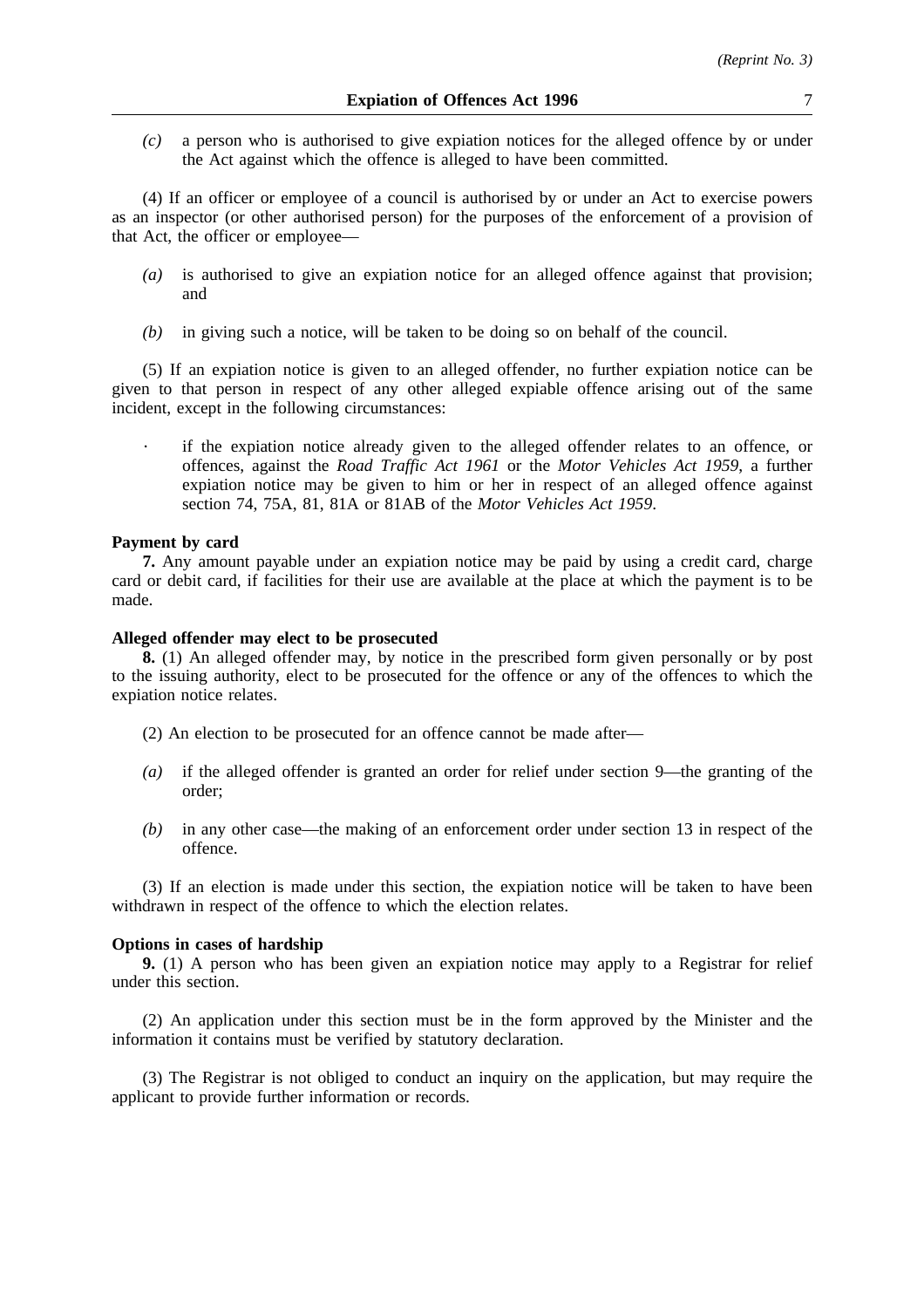*(c)* a person who is authorised to give expiation notices for the alleged offence by or under the Act against which the offence is alleged to have been committed.

(4) If an officer or employee of a council is authorised by or under an Act to exercise powers as an inspector (or other authorised person) for the purposes of the enforcement of a provision of that Act, the officer or employee—

*(a)* is authorised to give an expiation notice for an alleged offence against that provision; and

*(b)* in giving such a notice, will be taken to be doing so on behalf of the council.

(5) If an expiation notice is given to an alleged offender, no further expiation notice can be given to that person in respect of any other alleged expiable offence arising out of the same incident, except in the following circumstances:

· if the expiation notice already given to the alleged offender relates to an offence, or offences, against the *Road Traffic Act 1961* or the *Motor Vehicles Act 1959*, a further expiation notice may be given to him or her in respect of an alleged offence against section 74, 75A, 81, 81A or 81AB of the *Motor Vehicles Act 1959*.

**Payment by card**

**7.** Any amount payable under an expiation notice may be paid by using a credit card, charge card or debit card, if facilities for their use are available at the place at which the payment is to be made.

**Alleged offender may elect to be prosecuted**

**8.** (1) An alleged offender may, by notice in the prescribed form given personally or by post to the issuing authority, elect to be prosecuted for the offence or any of the offences to which the expiation notice relates.

(2) An election to be prosecuted for an offence cannot be made after—

*(a)* if the alleged offender is granted an order for relief under section 9—the granting of the order;

*(b)* in any other case—the making of an enforcement order under section 13 in respect of the offence.

(3) If an election is made under this section, the expiation notice will be taken to have been withdrawn in respect of the offence to which the election relates.

**Options in cases of hardship**

**9.** (1) A person who has been given an expiation notice may apply to a Registrar for relief under this section.

(2) An application under this section must be in the form approved by the Minister and the information it contains must be verified by statutory declaration.

(3) The Registrar is not obliged to conduct an inquiry on the application, but may require the applicant to provide further information or records.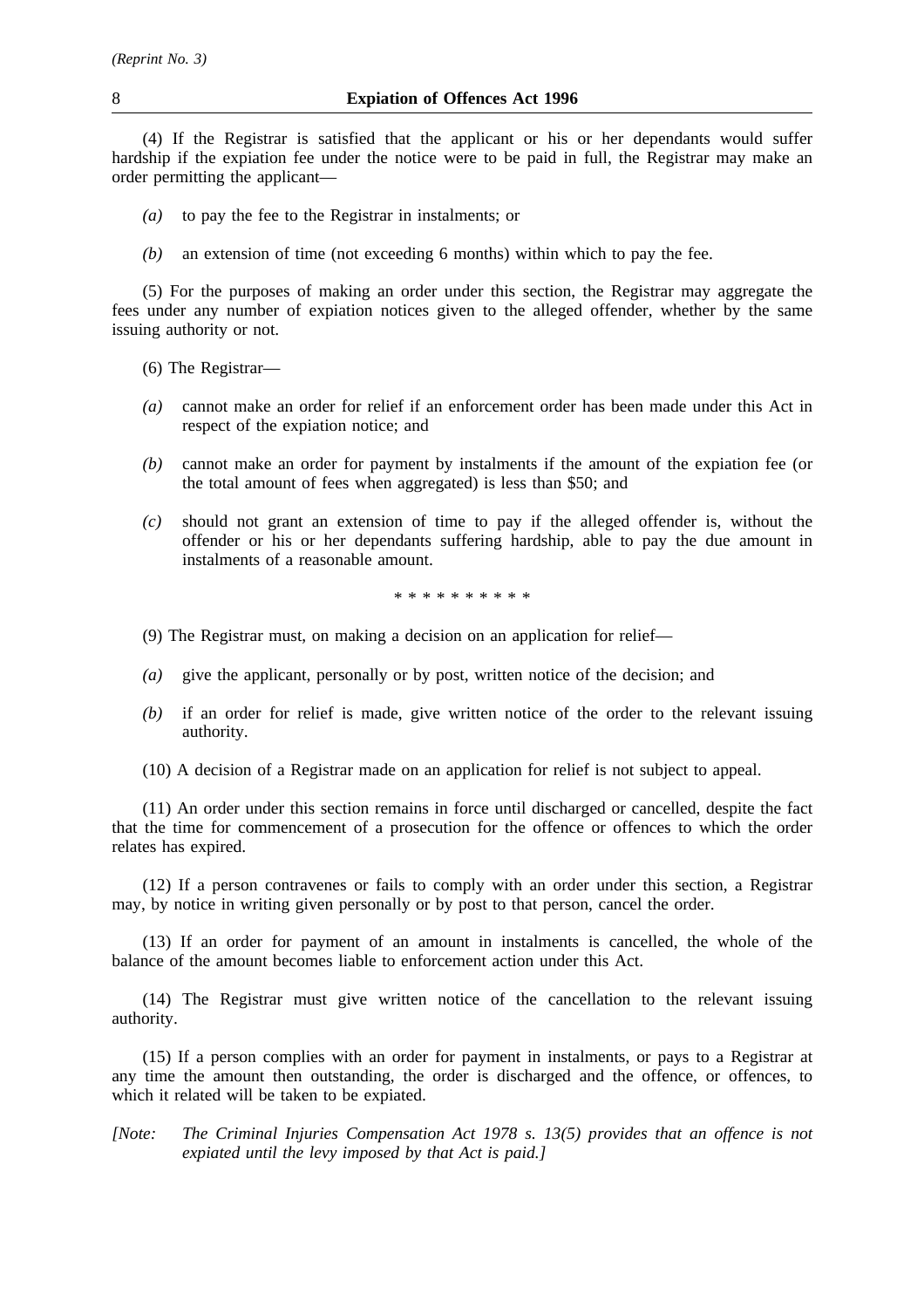(4) If the Registrar is satisfied that the applicant or his or her dependants would suffer hardship if the expiation fee under the notice were to be paid in full, the Registrar may make an order permitting the applicant—

*(a)* to pay the fee to the Registrar in instalments; or

*(b)* an extension of time (not exceeding 6 months) within which to pay the fee.

(5) For the purposes of making an order under this section, the Registrar may aggregate the fees under any number of expiation notices given to the alleged offender, whether by the same issuing authority or not.

(6) The Registrar—

*(a)* cannot make an order for relief if an enforcement order has been made under this Act in respect of the expiation notice; and

*(b)* cannot make an order for payment by instalments if the amount of the expiation fee (or the total amount of fees when aggregated) is less than $50; and

*(c)* should not grant an extension of time to pay if the alleged offender is, without the offender or his or her dependants suffering hardship, able to pay the due amount in instalments of a reasonable amount.

\* \* \* \* \* \* \* \* \* \*

(9) The Registrar must, on making a decision on an application for relief—

*(a)* give the applicant, personally or by post, written notice of the decision; and

*(b)* if an order for relief is made, give written notice of the order to the relevant issuing authority.

(10) A decision of a Registrar made on an application for relief is not subject to appeal.

(11) An order under this section remains in force until discharged or cancelled, despite the fact that the time for commencement of a prosecution for the offence or offences to which the order relates has expired.

(12) If a person contravenes or fails to comply with an order under this section, a Registrar may, by notice in writing given personally or by post to that person, cancel the order.

(13) If an order for payment of an amount in instalments is cancelled, the whole of the balance of the amount becomes liable to enforcement action under this Act.

(14) The Registrar must give written notice of the cancellation to the relevant issuing authority.

(15) If a person complies with an order for payment in instalments, or pays to a Registrar at any time the amount then outstanding, the order is discharged and the offence, or offences, to which it related will be taken to be expiated.

*[Note: The Criminal Injuries Compensation Act 1978 s. 13(5) provides that an offence is not expiated until the levy imposed by that Act is paid.]*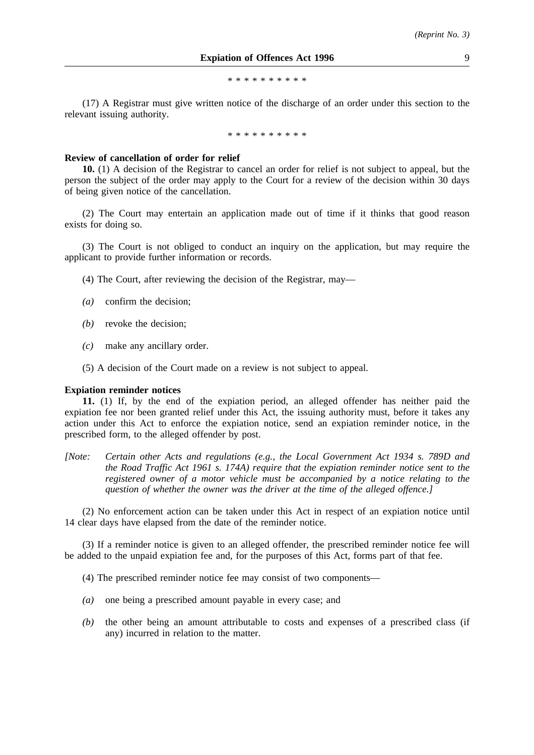\* \* \* \* \* \* \* \* \* \*

(17) A Registrar must give written notice of the discharge of an order under this section to the relevant issuing authority.

\* \* \* \* \* \* \* \* \* \*

**Review of cancellation of order for relief**

**10.** (1) A decision of the Registrar to cancel an order for relief is not subject to appeal, but the person the subject of the order may apply to the Court for a review of the decision within 30 days of being given notice of the cancellation.

(2) The Court may entertain an application made out of time if it thinks that good reason exists for doing so.

(3) The Court is not obliged to conduct an inquiry on the application, but may require the applicant to provide further information or records.

(4) The Court, after reviewing the decision of the Registrar, may—

*(a)* confirm the decision;

*(b)* revoke the decision;

*(c)* make any ancillary order.

(5) A decision of the Court made on a review is not subject to appeal.

**Expiation reminder notices**

**11.** (1) If, by the end of the expiation period, an alleged offender has neither paid the expiation fee nor been granted relief under this Act, the issuing authority must, before it takes any action under this Act to enforce the expiation notice, send an expiation reminder notice, in the prescribed form, to the alleged offender by post.

*[Note: Certain other Acts and regulations (e.g., the Local Government Act 1934 s. 789D and the Road Traffic Act 1961 s. 174A) require that the expiation reminder notice sent to the registered owner of a motor vehicle must be accompanied by a notice relating to the question of whether the owner was the driver at the time of the alleged offence.]*

(2) No enforcement action can be taken under this Act in respect of an expiation notice until 14 clear days have elapsed from the date of the reminder notice.

(3) If a reminder notice is given to an alleged offender, the prescribed reminder notice fee will be added to the unpaid expiation fee and, for the purposes of this Act, forms part of that fee.

(4) The prescribed reminder notice fee may consist of two components—

*(a)* one being a prescribed amount payable in every case; and

*(b)* the other being an amount attributable to costs and expenses of a prescribed class (if any) incurred in relation to the matter.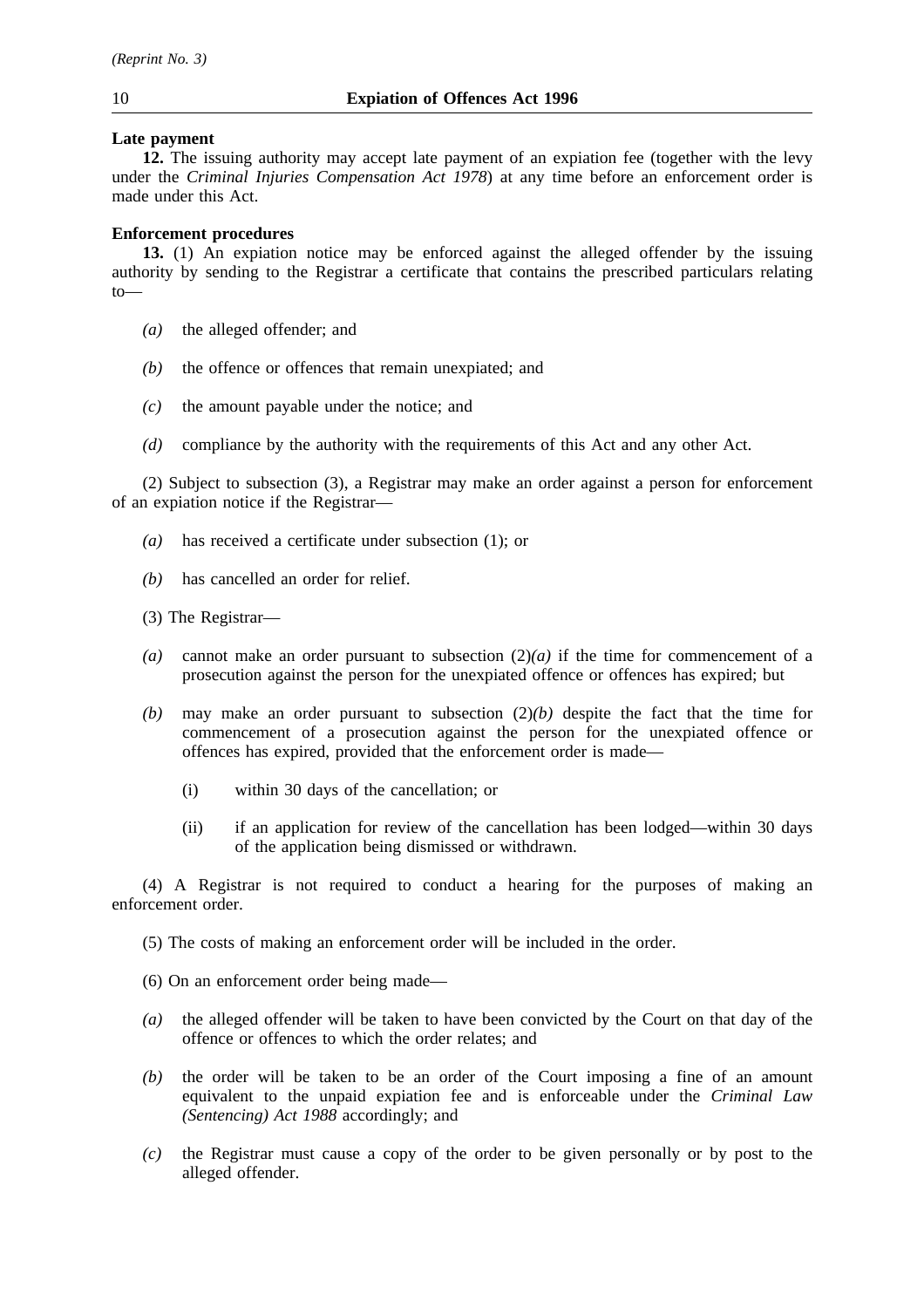**Late payment**

**12.** The issuing authority may accept late payment of an expiation fee (together with the levy under the *Criminal Injuries Compensation Act 1978*) at any time before an enforcement order is made under this Act.

**Enforcement procedures**

**13.** (1) An expiation notice may be enforced against the alleged offender by the issuing authority by sending to the Registrar a certificate that contains the prescribed particulars relating to—

*(a)* the alleged offender; and

*(b)* the offence or offences that remain unexpiated; and

*(c)* the amount payable under the notice; and

*(d)* compliance by the authority with the requirements of this Act and any other Act.

(2) Subject to subsection (3), a Registrar may make an order against a person for enforcement of an expiation notice if the Registrar—

*(a)* has received a certificate under subsection (1); or

*(b)* has cancelled an order for relief.

(3) The Registrar—

*(a)* cannot make an order pursuant to subsection (2)*(a)* if the time for commencement of a prosecution against the person for the unexpiated offence or offences has expired; but

*(b)* may make an order pursuant to subsection (2)*(b)* despite the fact that the time for commencement of a prosecution against the person for the unexpiated offence or offences has expired, provided that the enforcement order is made—

(i) within 30 days of the cancellation; or

(ii) if an application for review of the cancellation has been lodged—within 30 days of the application being dismissed or withdrawn.

(4) A Registrar is not required to conduct a hearing for the purposes of making an enforcement order.

(5) The costs of making an enforcement order will be included in the order.

(6) On an enforcement order being made—

*(a)* the alleged offender will be taken to have been convicted by the Court on that day of the offence or offences to which the order relates; and

*(b)* the order will be taken to be an order of the Court imposing a fine of an amount equivalent to the unpaid expiation fee and is enforceable under the *Criminal Law (Sentencing) Act 1988* accordingly; and

*(c)* the Registrar must cause a copy of the order to be given personally or by post to the alleged offender.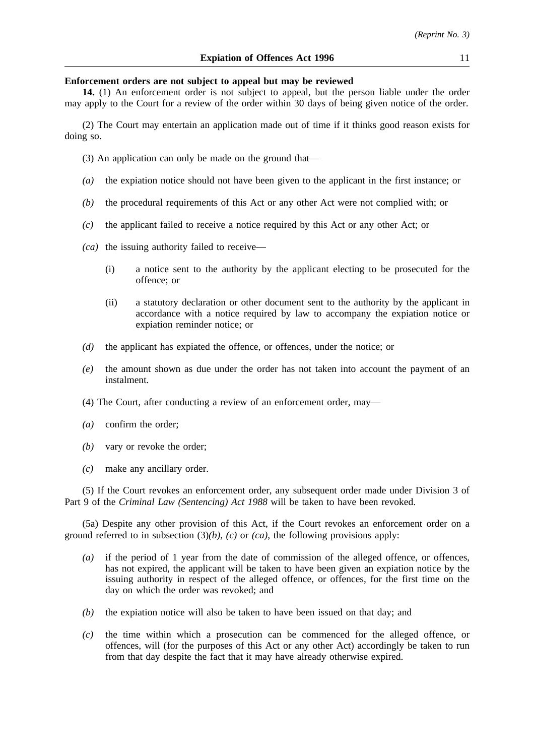**Enforcement orders are not subject to appeal but may be reviewed**

**14.** (1) An enforcement order is not subject to appeal, but the person liable under the order may apply to the Court for a review of the order within 30 days of being given notice of the order.

(2) The Court may entertain an application made out of time if it thinks good reason exists for doing so.

(3) An application can only be made on the ground that—

*(a)* the expiation notice should not have been given to the applicant in the first instance; or

*(b)* the procedural requirements of this Act or any other Act were not complied with; or

*(c)* the applicant failed to receive a notice required by this Act or any other Act; or

*(ca)* the issuing authority failed to receive—

(i) a notice sent to the authority by the applicant electing to be prosecuted for the offence; or

(ii) a statutory declaration or other document sent to the authority by the applicant in accordance with a notice required by law to accompany the expiation notice or expiation reminder notice; or

*(d)* the applicant has expiated the offence, or offences, under the notice; or

*(e)* the amount shown as due under the order has not taken into account the payment of an instalment.

(4) The Court, after conducting a review of an enforcement order, may—

*(a)* confirm the order;

*(b)* vary or revoke the order;

*(c)* make any ancillary order.

(5) If the Court revokes an enforcement order, any subsequent order made under Division 3 of Part 9 of the *Criminal Law (Sentencing) Act 1988* will be taken to have been revoked.

(5a) Despite any other provision of this Act, if the Court revokes an enforcement order on a ground referred to in subsection (3)*(b)*, *(c)* or *(ca)*, the following provisions apply:

*(a)* if the period of 1 year from the date of commission of the alleged offence, or offences, has not expired, the applicant will be taken to have been given an expiation notice by the issuing authority in respect of the alleged offence, or offences, for the first time on the day on which the order was revoked; and

*(b)* the expiation notice will also be taken to have been issued on that day; and

*(c)* the time within which a prosecution can be commenced for the alleged offence, or offences, will (for the purposes of this Act or any other Act) accordingly be taken to run from that day despite the fact that it may have already otherwise expired.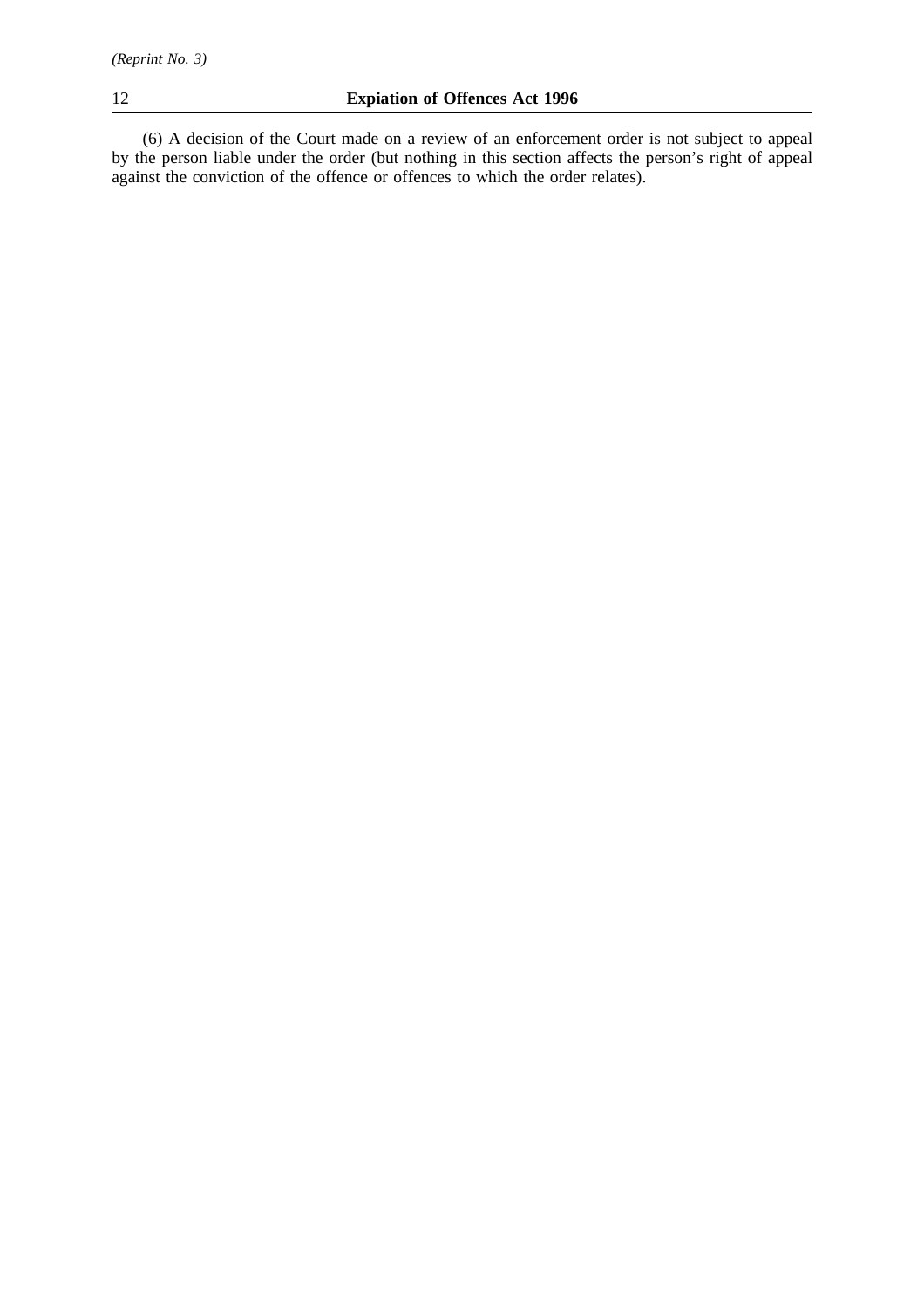(6) A decision of the Court made on a review of an enforcement order is not subject to appeal by the person liable under the order (but nothing in this section affects the person's right of appeal against the conviction of the offence or offences to which the order relates).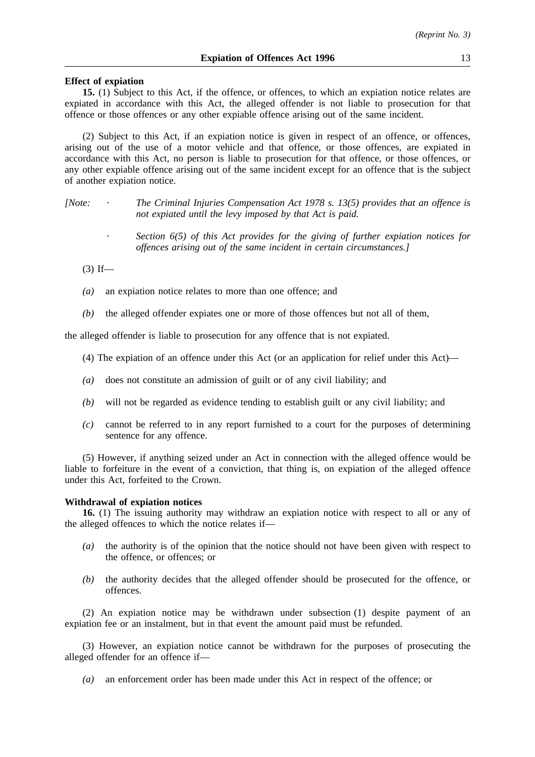**Effect of expiation**

**15.** (1) Subject to this Act, if the offence, or offences, to which an expiation notice relates are expiated in accordance with this Act, the alleged offender is not liable to prosecution for that offence or those offences or any other expiable offence arising out of the same incident.

(2) Subject to this Act, if an expiation notice is given in respect of an offence, or offences, arising out of the use of a motor vehicle and that offence, or those offences, are expiated in accordance with this Act, no person is liable to prosecution for that offence, or those offences, or any other expiable offence arising out of the same incident except for an offence that is the subject of another expiation notice.

*[Note:*
- *The Criminal Injuries Compensation Act 1978 s. 13(5) provides that an offence is not expiated until the levy imposed by that Act is paid.*
- *Section 6(5) of this Act provides for the giving of further expiation notices for offences arising out of the same incident in certain circumstances.]*

(3) If—

*(a)* an expiation notice relates to more than one offence; and

*(b)* the alleged offender expiates one or more of those offences but not all of them,

the alleged offender is liable to prosecution for any offence that is not expiated.

(4) The expiation of an offence under this Act (or an application for relief under this Act)—

*(a)* does not constitute an admission of guilt or of any civil liability; and

*(b)* will not be regarded as evidence tending to establish guilt or any civil liability; and

*(c)* cannot be referred to in any report furnished to a court for the purposes of determining sentence for any offence.

(5) However, if anything seized under an Act in connection with the alleged offence would be liable to forfeiture in the event of a conviction, that thing is, on expiation of the alleged offence under this Act, forfeited to the Crown.

**Withdrawal of expiation notices**

**16.** (1) The issuing authority may withdraw an expiation notice with respect to all or any of the alleged offences to which the notice relates if—

*(a)* the authority is of the opinion that the notice should not have been given with respect to the offence, or offences; or

*(b)* the authority decides that the alleged offender should be prosecuted for the offence, or offences.

(2) An expiation notice may be withdrawn under subsection (1) despite payment of an expiation fee or an instalment, but in that event the amount paid must be refunded.

(3) However, an expiation notice cannot be withdrawn for the purposes of prosecuting the alleged offender for an offence if—

*(a)* an enforcement order has been made under this Act in respect of the offence; or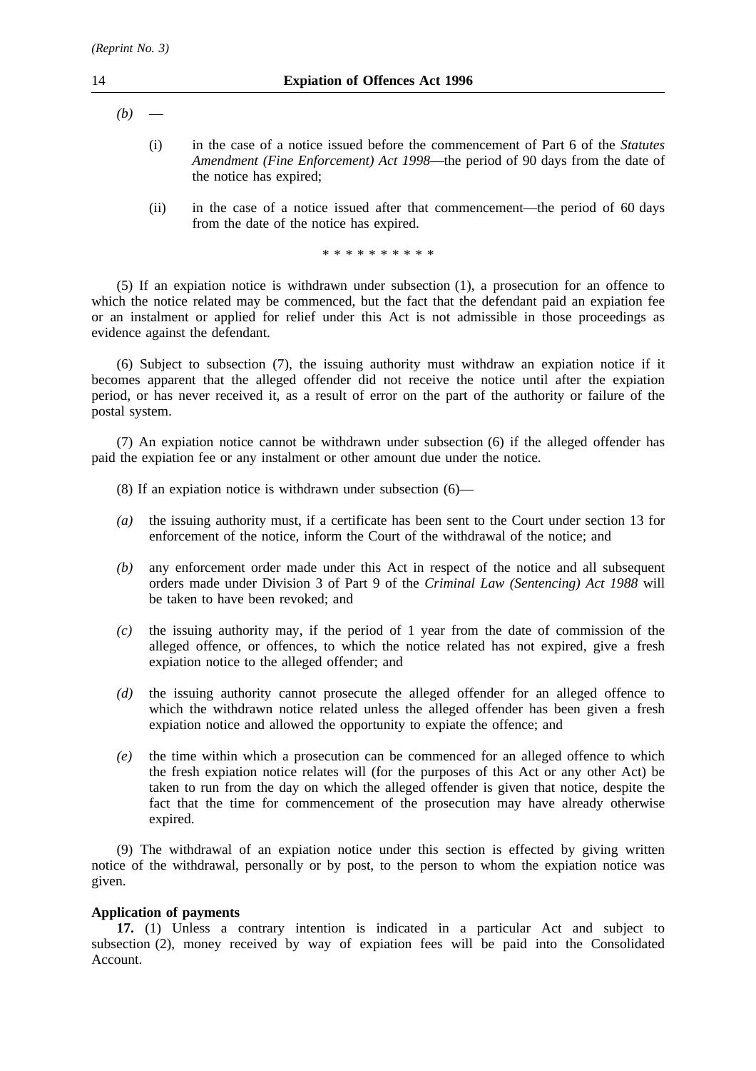*(b)* —

(i) in the case of a notice issued before the commencement of Part 6 of the *Statutes Amendment (Fine Enforcement) Act 1998*—the period of 90 days from the date of the notice has expired;

(ii) in the case of a notice issued after that commencement—the period of 60 days from the date of the notice has expired.

\* \* \* \* \* \* \* \* \* \*

(5) If an expiation notice is withdrawn under subsection (1), a prosecution for an offence to which the notice related may be commenced, but the fact that the defendant paid an expiation fee or an instalment or applied for relief under this Act is not admissible in those proceedings as evidence against the defendant.

(6) Subject to subsection (7), the issuing authority must withdraw an expiation notice if it becomes apparent that the alleged offender did not receive the notice until after the expiation period, or has never received it, as a result of error on the part of the authority or failure of the postal system.

(7) An expiation notice cannot be withdrawn under subsection (6) if the alleged offender has paid the expiation fee or any instalment or other amount due under the notice.

(8) If an expiation notice is withdrawn under subsection (6)—

*(a)* the issuing authority must, if a certificate has been sent to the Court under section 13 for enforcement of the notice, inform the Court of the withdrawal of the notice; and

*(b)* any enforcement order made under this Act in respect of the notice and all subsequent orders made under Division 3 of Part 9 of the *Criminal Law (Sentencing) Act 1988* will be taken to have been revoked; and

*(c)* the issuing authority may, if the period of 1 year from the date of commission of the alleged offence, or offences, to which the notice related has not expired, give a fresh expiation notice to the alleged offender; and

*(d)* the issuing authority cannot prosecute the alleged offender for an alleged offence to which the withdrawn notice related unless the alleged offender has been given a fresh expiation notice and allowed the opportunity to expiate the offence; and

*(e)* the time within which a prosecution can be commenced for an alleged offence to which the fresh expiation notice relates will (for the purposes of this Act or any other Act) be taken to run from the day on which the alleged offender is given that notice, despite the fact that the time for commencement of the prosecution may have already otherwise expired.

(9) The withdrawal of an expiation notice under this section is effected by giving written notice of the withdrawal, personally or by post, to the person to whom the expiation notice was given.

**Application of payments**

**17.** (1) Unless a contrary intention is indicated in a particular Act and subject to subsection (2), money received by way of expiation fees will be paid into the Consolidated Account.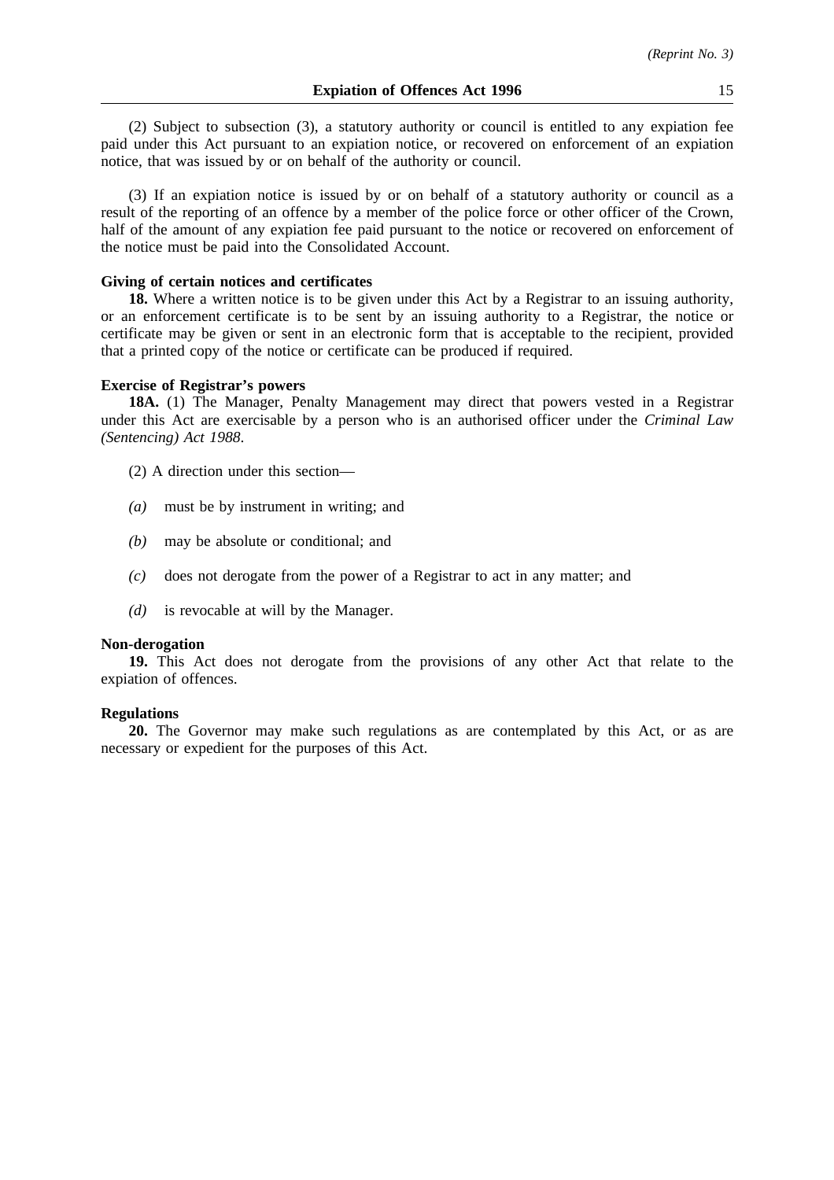(2) Subject to subsection (3), a statutory authority or council is entitled to any expiation fee paid under this Act pursuant to an expiation notice, or recovered on enforcement of an expiation notice, that was issued by or on behalf of the authority or council.

(3) If an expiation notice is issued by or on behalf of a statutory authority or council as a result of the reporting of an offence by a member of the police force or other officer of the Crown, half of the amount of any expiation fee paid pursuant to the notice or recovered on enforcement of the notice must be paid into the Consolidated Account.

**Giving of certain notices and certificates**

**18.** Where a written notice is to be given under this Act by a Registrar to an issuing authority, or an enforcement certificate is to be sent by an issuing authority to a Registrar, the notice or certificate may be given or sent in an electronic form that is acceptable to the recipient, provided that a printed copy of the notice or certificate can be produced if required.

**Exercise of Registrar's powers**

**18A.** (1) The Manager, Penalty Management may direct that powers vested in a Registrar under this Act are exercisable by a person who is an authorised officer under the *Criminal Law (Sentencing) Act 1988*.

(2) A direction under this section—

*(a)* must be by instrument in writing; and

*(b)* may be absolute or conditional; and

*(c)* does not derogate from the power of a Registrar to act in any matter; and

*(d)* is revocable at will by the Manager.

**Non-derogation**

**19.** This Act does not derogate from the provisions of any other Act that relate to the expiation of offences.

**Regulations**

**20.** The Governor may make such regulations as are contemplated by this Act, or as are necessary or expedient for the purposes of this Act.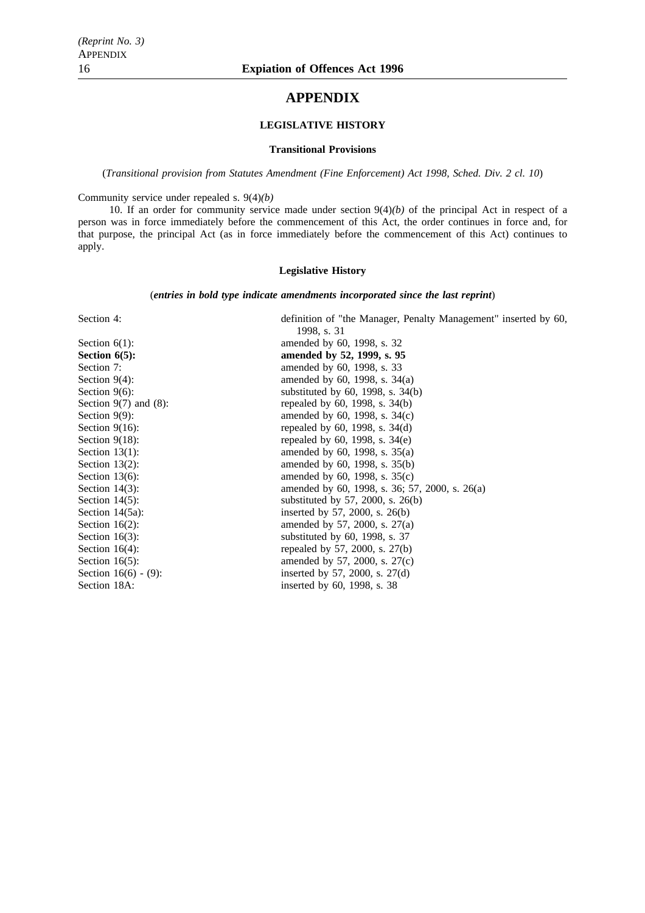# APPENDIX

## LEGISLATIVE HISTORY

### Transitional Provisions

(*Transitional provision from Statutes Amendment (Fine Enforcement) Act 1998, Sched. Div. 2 cl. 10*)

Community service under repealed s. 9(4)*(b)*

10. If an order for community service made under section 9(4)*(b)* of the principal Act in respect of a person was in force immediately before the commencement of this Act, the order continues in force and, for that purpose, the principal Act (as in force immediately before the commencement of this Act) continues to apply.

### Legislative History

(***entries in bold type indicate amendments incorporated since the last reprint***)

| | |
|---|---|
| Section 4: | definition of "the Manager, Penalty Management" inserted by 60, 1998, s. 31 |
| Section 6(1): | amended by 60, 1998, s. 32 |
| **Section 6(5):** | **amended by 52, 1999, s. 95** |
| Section 7: | amended by 60, 1998, s. 33 |
| Section 9(4): | amended by 60, 1998, s. 34(a) |
| Section 9(6): | substituted by 60, 1998, s. 34(b) |
| Section 9(7) and (8): | repealed by 60, 1998, s. 34(b) |
| Section 9(9): | amended by 60, 1998, s. 34(c) |
| Section 9(16): | repealed by 60, 1998, s. 34(d) |
| Section 9(18): | repealed by 60, 1998, s. 34(e) |
| Section 13(1): | amended by 60, 1998, s. 35(a) |
| Section 13(2): | amended by 60, 1998, s. 35(b) |
| Section 13(6): | amended by 60, 1998, s. 35(c) |
| Section 14(3): | amended by 60, 1998, s. 36; 57, 2000, s. 26(a) |
| Section 14(5): | substituted by 57, 2000, s. 26(b) |
| Section 14(5a): | inserted by 57, 2000, s. 26(b) |
| Section 16(2): | amended by 57, 2000, s. 27(a) |
| Section 16(3): | substituted by 60, 1998, s. 37 |
| Section 16(4): | repealed by 57, 2000, s. 27(b) |
| Section 16(5): | amended by 57, 2000, s. 27(c) |
| Section 16(6) - (9): | inserted by 57, 2000, s. 27(d) |
| Section 18A: | inserted by 60, 1998, s. 38 |